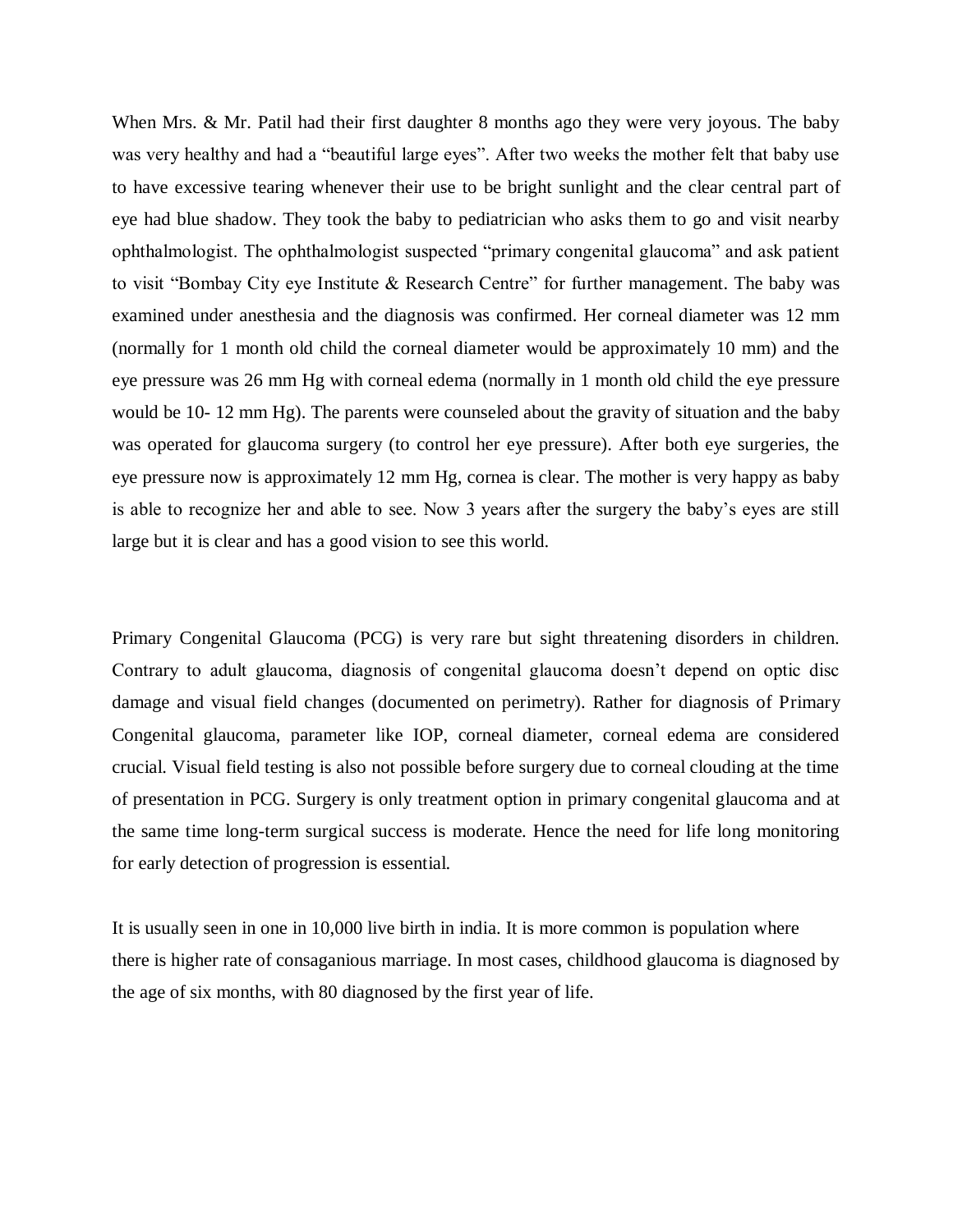When Mrs. & Mr. Patil had their first daughter 8 months ago they were very joyous. The baby was very healthy and had a "beautiful large eyes". After two weeks the mother felt that baby use to have excessive tearing whenever their use to be bright sunlight and the clear central part of eye had blue shadow. They took the baby to pediatrician who asks them to go and visit nearby ophthalmologist. The ophthalmologist suspected "primary congenital glaucoma" and ask patient to visit "Bombay City eye Institute & Research Centre" for further management. The baby was examined under anesthesia and the diagnosis was confirmed. Her corneal diameter was 12 mm (normally for 1 month old child the corneal diameter would be approximately 10 mm) and the eye pressure was 26 mm Hg with corneal edema (normally in 1 month old child the eye pressure would be 10- 12 mm Hg). The parents were counseled about the gravity of situation and the baby was operated for glaucoma surgery (to control her eye pressure). After both eye surgeries, the eye pressure now is approximately 12 mm Hg, cornea is clear. The mother is very happy as baby is able to recognize her and able to see. Now 3 years after the surgery the baby's eyes are still large but it is clear and has a good vision to see this world.

Primary Congenital Glaucoma (PCG) is very rare but sight threatening disorders in children. Contrary to adult glaucoma, diagnosis of congenital glaucoma doesn't depend on optic disc damage and visual field changes (documented on perimetry). Rather for diagnosis of Primary Congenital glaucoma, parameter like IOP, corneal diameter, corneal edema are considered crucial. Visual field testing is also not possible before surgery due to corneal clouding at the time of presentation in PCG. Surgery is only treatment option in primary congenital glaucoma and at the same time long-term surgical success is moderate. Hence the need for life long monitoring for early detection of progression is essential.

It is usually seen in one in 10,000 live birth in india. It is more common is population where there is higher rate of consaganious marriage. In most cases, childhood glaucoma is diagnosed by the age of six months, with 80 diagnosed by the first year of life.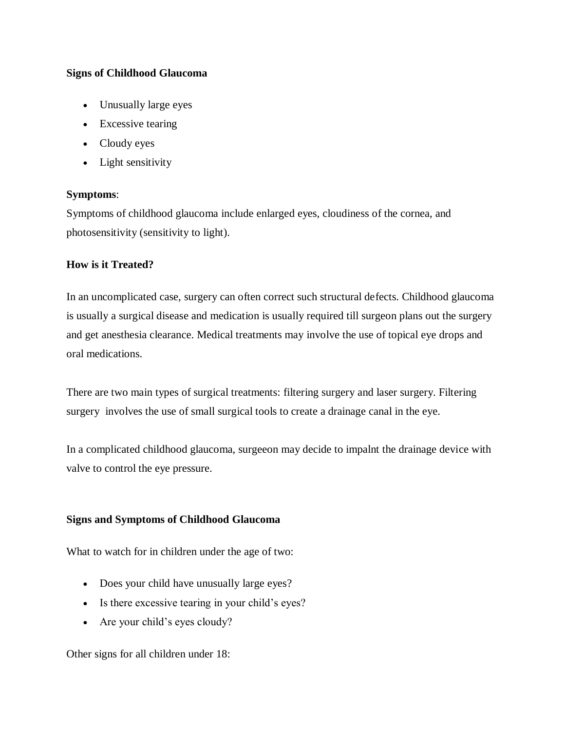**Signs of Childhood Glaucoma**

- Unusually large eyes
- Excessive tearing
- Cloudy eyes
- Light sensitivity

**Symptoms**:
Symptoms of childhood glaucoma include enlarged eyes, cloudiness of the cornea, and photosensitivity (sensitivity to light).

**How is it Treated?**

In an uncomplicated case, surgery can often correct such structural defects. Childhood glaucoma is usually a surgical disease and medication is usually required till surgeon plans out the surgery and get anesthesia clearance. Medical treatments may involve the use of topical eye drops and oral medications.

There are two main types of surgical treatments: filtering surgery and laser surgery. Filtering surgery involves the use of small surgical tools to create a drainage canal in the eye.

In a complicated childhood glaucoma, surgeeon may decide to impalnt the drainage device with valve to control the eye pressure.

**Signs and Symptoms of Childhood Glaucoma**

What to watch for in children under the age of two:

- Does your child have unusually large eyes?
- Is there excessive tearing in your child's eyes?
- Are your child's eyes cloudy?

Other signs for all children under 18: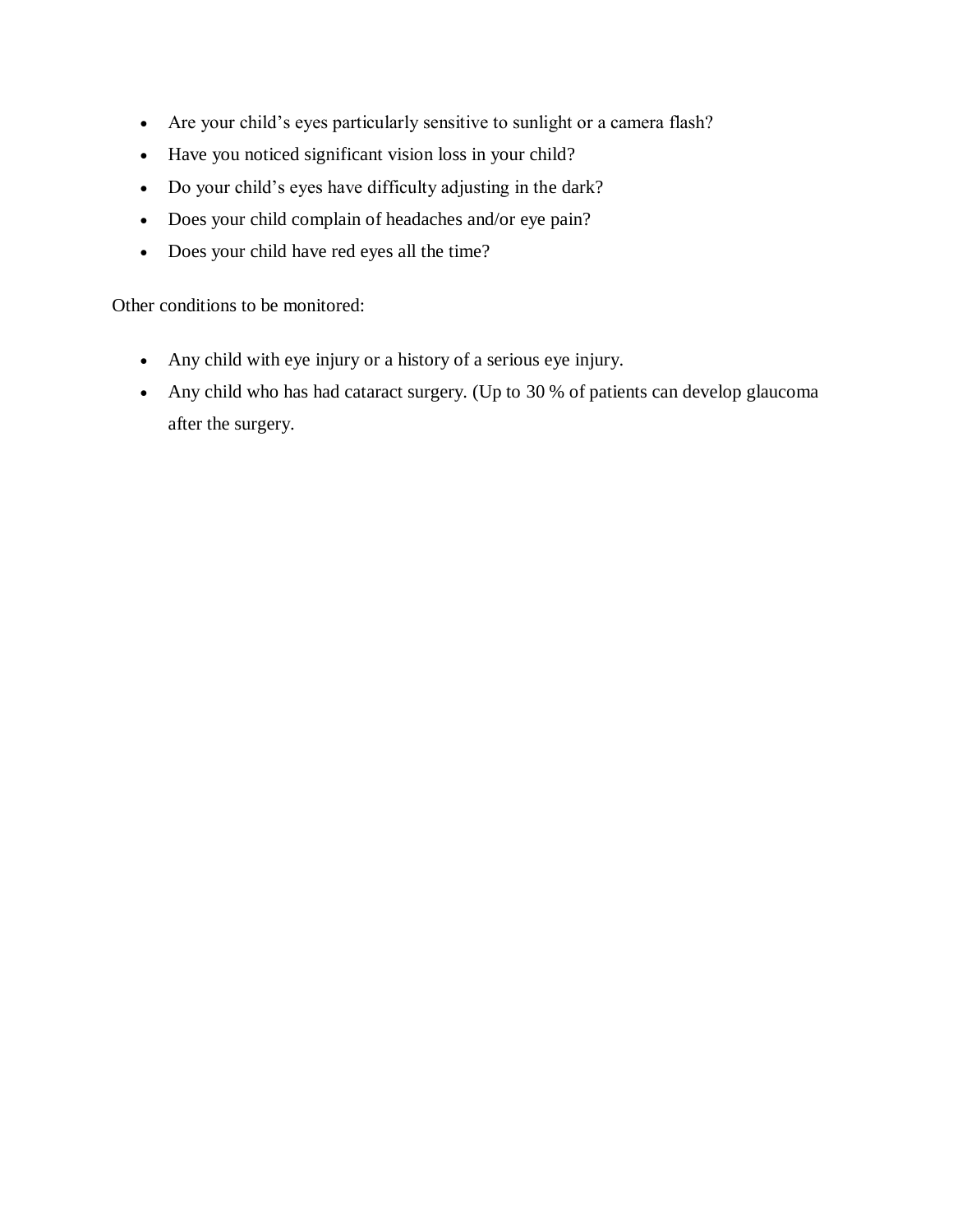- Are your child’s eyes particularly sensitive to sunlight or a camera flash?
- Have you noticed significant vision loss in your child?
- Do your child’s eyes have difficulty adjusting in the dark?
- Does your child complain of headaches and/or eye pain?
- Does your child have red eyes all the time?

Other conditions to be monitored:

- Any child with eye injury or a history of a serious eye injury.
- Any child who has had cataract surgery. (Up to 30 % of patients can develop glaucoma after the surgery.